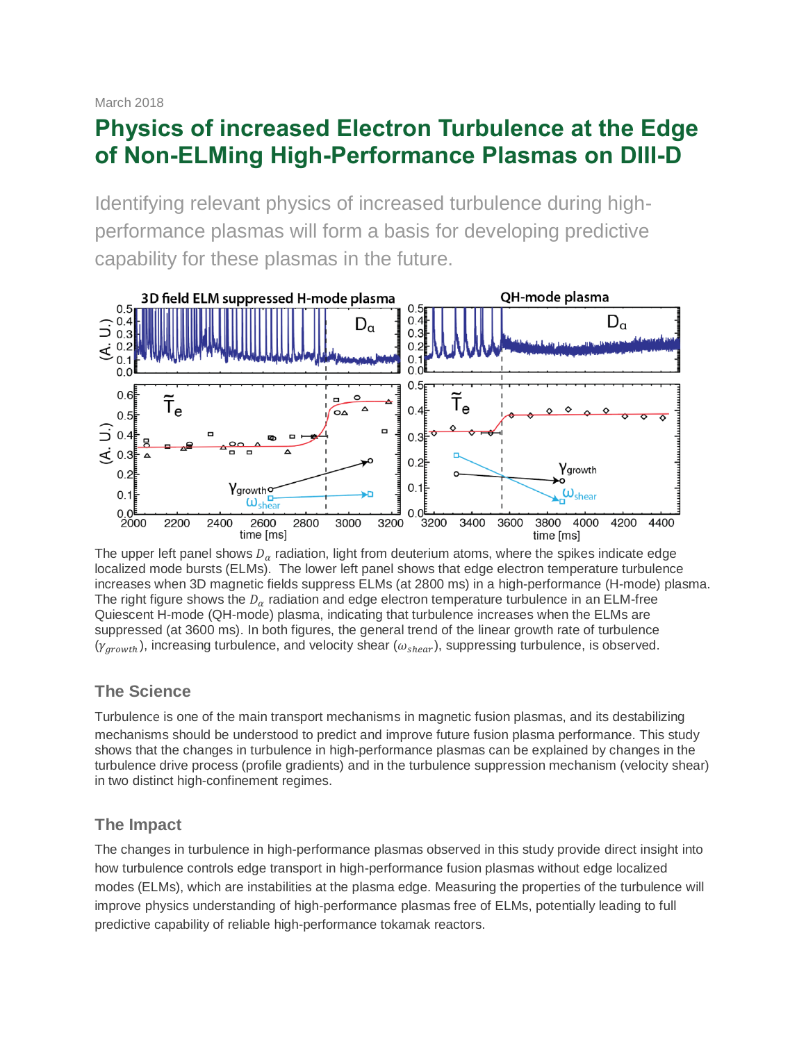March 2018

# Physics of increased Electron Turbulence at the Edge of Non-ELMing High-Performance Plasmas on DIII-D

Identifying relevant physics of increased turbulence during high-performance plasmas will form a basis for developing predictive capability for these plasmas in the future.

The upper left panel shows $D_\alpha$ radiation, light from deuterium atoms, where the spikes indicate edge localized mode bursts (ELMs). The lower left panel shows that edge electron temperature turbulence increases when 3D magnetic fields suppress ELMs (at 2800 ms) in a high-performance (H-mode) plasma. The right figure shows the $D_\alpha$ radiation and edge electron temperature turbulence in an ELM-free Quiescent H-mode (QH-mode) plasma, indicating that turbulence increases when the ELMs are suppressed (at 3600 ms). In both figures, the general trend of the linear growth rate of turbulence ($\gamma_{growth}$), increasing turbulence, and velocity shear ($\omega_{shear}$), suppressing turbulence, is observed.

## The Science

Turbulence is one of the main transport mechanisms in magnetic fusion plasmas, and its destabilizing mechanisms should be understood to predict and improve future fusion plasma performance. This study shows that the changes in turbulence in high-performance plasmas can be explained by changes in the turbulence drive process (profile gradients) and in the turbulence suppression mechanism (velocity shear) in two distinct high-confinement regimes.

## The Impact

The changes in turbulence in high-performance plasmas observed in this study provide direct insight into how turbulence controls edge transport in high-performance fusion plasmas without edge localized modes (ELMs), which are instabilities at the plasma edge. Measuring the properties of the turbulence will improve physics understanding of high-performance plasmas free of ELMs, potentially leading to full predictive capability of reliable high-performance tokamak reactors.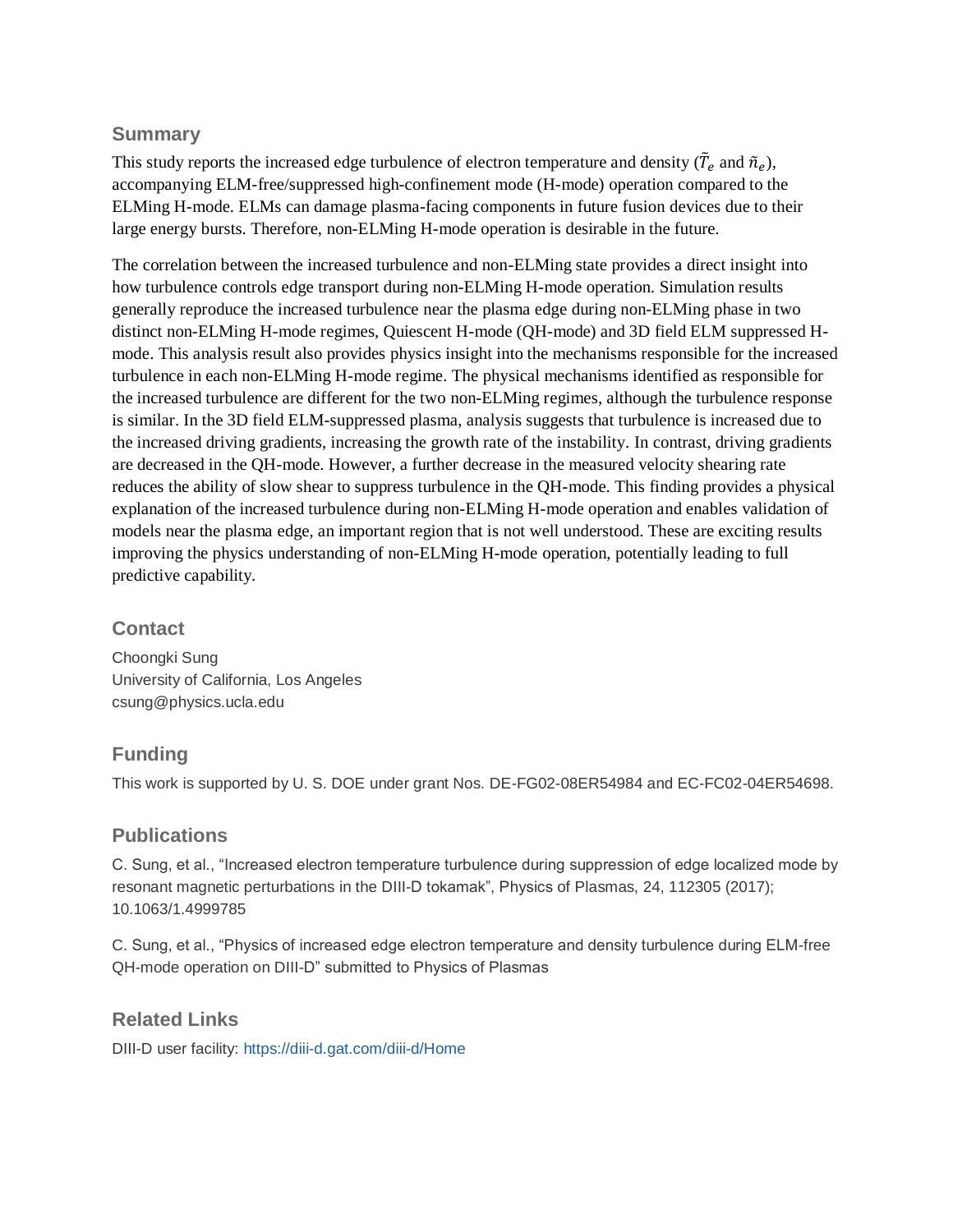## Summary

This study reports the increased edge turbulence of electron temperature and density ($\tilde{T}_e$ and $\tilde{n}_e$), accompanying ELM-free/suppressed high-confinement mode (H-mode) operation compared to the ELMing H-mode. ELMs can damage plasma-facing components in future fusion devices due to their large energy bursts. Therefore, non-ELMing H-mode operation is desirable in the future.

The correlation between the increased turbulence and non-ELMing state provides a direct insight into how turbulence controls edge transport during non-ELMing H-mode operation. Simulation results generally reproduce the increased turbulence near the plasma edge during non-ELMing phase in two distinct non-ELMing H-mode regimes, Quiescent H-mode (QH-mode) and 3D field ELM suppressed H-mode. This analysis result also provides physics insight into the mechanisms responsible for the increased turbulence in each non-ELMing H-mode regime. The physical mechanisms identified as responsible for the increased turbulence are different for the two non-ELMing regimes, although the turbulence response is similar. In the 3D field ELM-suppressed plasma, analysis suggests that turbulence is increased due to the increased driving gradients, increasing the growth rate of the instability. In contrast, driving gradients are decreased in the QH-mode. However, a further decrease in the measured velocity shearing rate reduces the ability of slow shear to suppress turbulence in the QH-mode. This finding provides a physical explanation of the increased turbulence during non-ELMing H-mode operation and enables validation of models near the plasma edge, an important region that is not well understood. These are exciting results improving the physics understanding of non-ELMing H-mode operation, potentially leading to full predictive capability.

## Contact

Choongki Sung
University of California, Los Angeles
csung@physics.ucla.edu

## Funding

This work is supported by U. S. DOE under grant Nos. DE-FG02-08ER54984 and EC-FC02-04ER54698.

## Publications

C. Sung, et al., "Increased electron temperature turbulence during suppression of edge localized mode by resonant magnetic perturbations in the DIII-D tokamak", Physics of Plasmas, 24, 112305 (2017); 10.1063/1.4999785

C. Sung, et al., "Physics of increased edge electron temperature and density turbulence during ELM-free QH-mode operation on DIII-D" submitted to Physics of Plasmas

## Related Links

DIII-D user facility: https://diii-d.gat.com/diii-d/Home